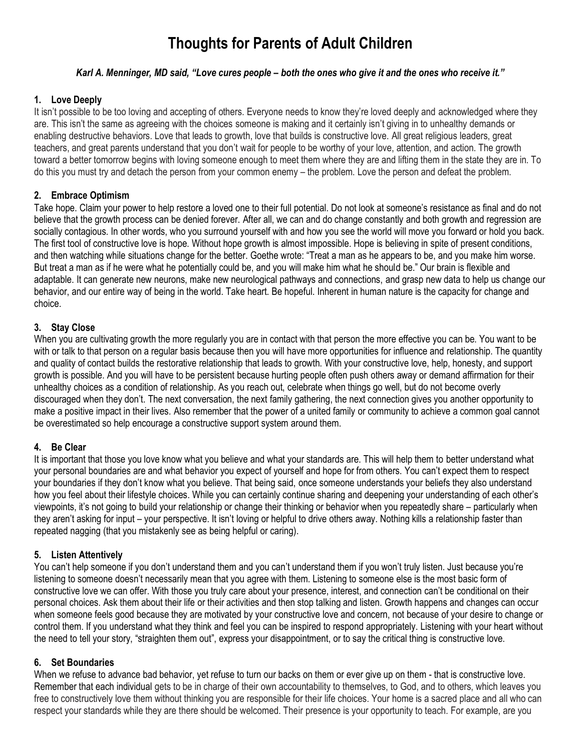# Thoughts for Parents of Adult Children

***Karl A. Menninger, MD said, "Love cures people – both the ones who give it and the ones who receive it."***

### 1. Love Deeply

It isn't possible to be too loving and accepting of others. Everyone needs to know they're loved deeply and acknowledged where they are. This isn't the same as agreeing with the choices someone is making and it certainly isn't giving in to unhealthy demands or enabling destructive behaviors. Love that leads to growth, love that builds is constructive love. All great religious leaders, great teachers, and great parents understand that you don't wait for people to be worthy of your love, attention, and action. The growth toward a better tomorrow begins with loving someone enough to meet them where they are and lifting them in the state they are in. To do this you must try and detach the person from your common enemy – the problem. Love the person and defeat the problem.

### 2. Embrace Optimism

Take hope. Claim your power to help restore a loved one to their full potential. Do not look at someone's resistance as final and do not believe that the growth process can be denied forever. After all, we can and do change constantly and both growth and regression are socially contagious. In other words, who you surround yourself with and how you see the world will move you forward or hold you back. The first tool of constructive love is hope. Without hope growth is almost impossible. Hope is believing in spite of present conditions, and then watching while situations change for the better. Goethe wrote: "Treat a man as he appears to be, and you make him worse. But treat a man as if he were what he potentially could be, and you will make him what he should be." Our brain is flexible and adaptable. It can generate new neurons, make new neurological pathways and connections, and grasp new data to help us change our behavior, and our entire way of being in the world. Take heart. Be hopeful. Inherent in human nature is the capacity for change and choice.

### 3. Stay Close

When you are cultivating growth the more regularly you are in contact with that person the more effective you can be. You want to be with or talk to that person on a regular basis because then you will have more opportunities for influence and relationship. The quantity and quality of contact builds the restorative relationship that leads to growth. With your constructive love, help, honesty, and support growth is possible. And you will have to be persistent because hurting people often push others away or demand affirmation for their unhealthy choices as a condition of relationship. As you reach out, celebrate when things go well, but do not become overly discouraged when they don't. The next conversation, the next family gathering, the next connection gives you another opportunity to make a positive impact in their lives. Also remember that the power of a united family or community to achieve a common goal cannot be overestimated so help encourage a constructive support system around them.

### 4. Be Clear

It is important that those you love know what you believe and what your standards are. This will help them to better understand what your personal boundaries are and what behavior you expect of yourself and hope for from others. You can't expect them to respect your boundaries if they don't know what you believe. That being said, once someone understands your beliefs they also understand how you feel about their lifestyle choices. While you can certainly continue sharing and deepening your understanding of each other's viewpoints, it's not going to build your relationship or change their thinking or behavior when you repeatedly share – particularly when they aren't asking for input – your perspective. It isn't loving or helpful to drive others away. Nothing kills a relationship faster than repeated nagging (that you mistakenly see as being helpful or caring).

### 5. Listen Attentively

You can't help someone if you don't understand them and you can't understand them if you won't truly listen. Just because you're listening to someone doesn't necessarily mean that you agree with them. Listening to someone else is the most basic form of constructive love we can offer. With those you truly care about your presence, interest, and connection can't be conditional on their personal choices. Ask them about their life or their activities and then stop talking and listen. Growth happens and changes can occur when someone feels good because they are motivated by your constructive love and concern, not because of your desire to change or control them. If you understand what they think and feel you can be inspired to respond appropriately. Listening with your heart without the need to tell your story, "straighten them out", express your disappointment, or to say the critical thing is constructive love.

### 6. Set Boundaries

When we refuse to advance bad behavior, yet refuse to turn our backs on them or ever give up on them - that is constructive love. Remember that each individual gets to be in charge of their own accountability to themselves, to God, and to others, which leaves you free to constructively love them without thinking you are responsible for their life choices. Your home is a sacred place and all who can respect your standards while they are there should be welcomed. Their presence is your opportunity to teach. For example, are you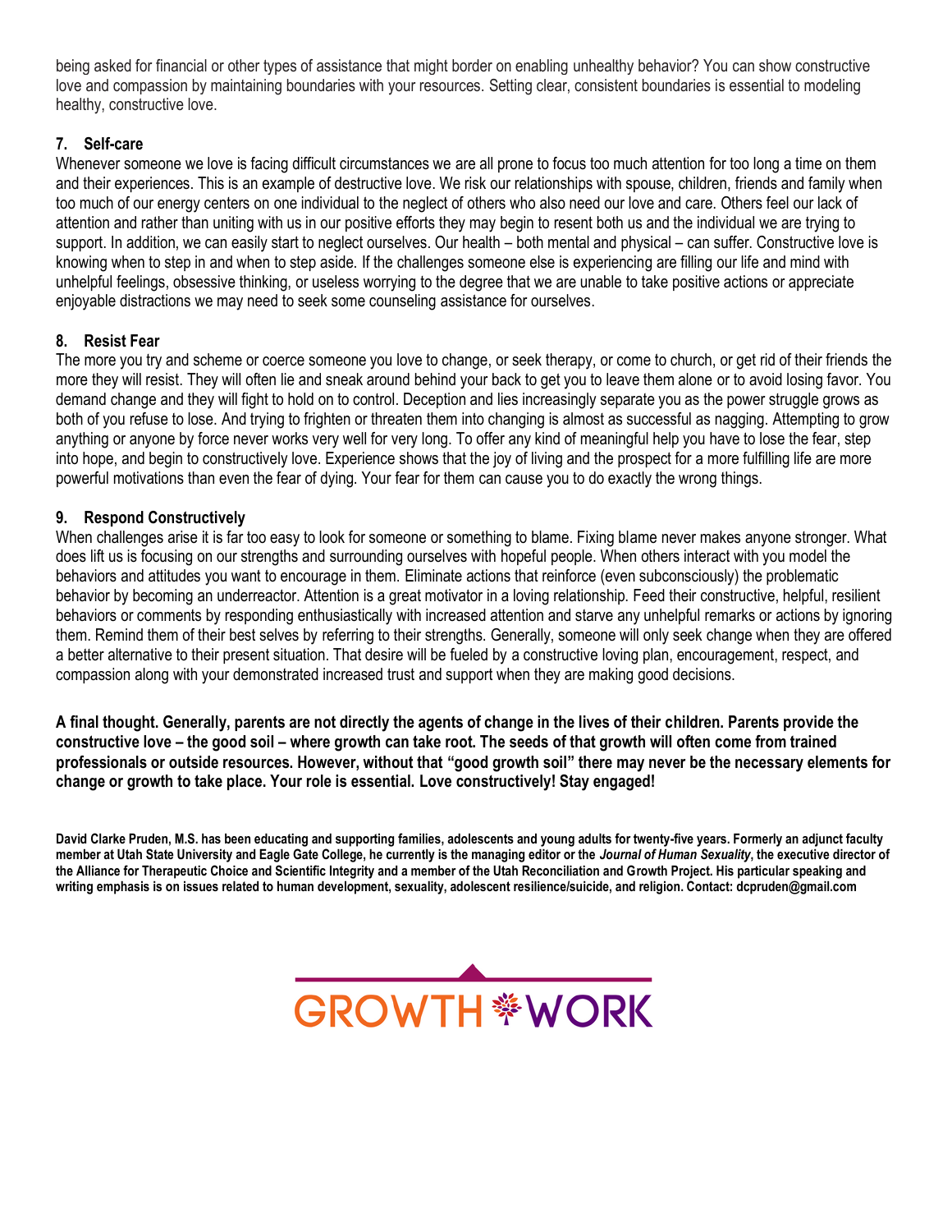being asked for financial or other types of assistance that might border on enabling unhealthy behavior? You can show constructive love and compassion by maintaining boundaries with your resources. Setting clear, consistent boundaries is essential to modeling healthy, constructive love.

**7. Self-care**

Whenever someone we love is facing difficult circumstances we are all prone to focus too much attention for too long a time on them and their experiences. This is an example of destructive love. We risk our relationships with spouse, children, friends and family when too much of our energy centers on one individual to the neglect of others who also need our love and care. Others feel our lack of attention and rather than uniting with us in our positive efforts they may begin to resent both us and the individual we are trying to support. In addition, we can easily start to neglect ourselves. Our health – both mental and physical – can suffer. Constructive love is knowing when to step in and when to step aside. If the challenges someone else is experiencing are filling our life and mind with unhelpful feelings, obsessive thinking, or useless worrying to the degree that we are unable to take positive actions or appreciate enjoyable distractions we may need to seek some counseling assistance for ourselves.

**8. Resist Fear**

The more you try and scheme or coerce someone you love to change, or seek therapy, or come to church, or get rid of their friends the more they will resist. They will often lie and sneak around behind your back to get you to leave them alone or to avoid losing favor. You demand change and they will fight to hold on to control. Deception and lies increasingly separate you as the power struggle grows as both of you refuse to lose. And trying to frighten or threaten them into changing is almost as successful as nagging. Attempting to grow anything or anyone by force never works very well for very long. To offer any kind of meaningful help you have to lose the fear, step into hope, and begin to constructively love. Experience shows that the joy of living and the prospect for a more fulfilling life are more powerful motivations than even the fear of dying. Your fear for them can cause you to do exactly the wrong things.

**9. Respond Constructively**

When challenges arise it is far too easy to look for someone or something to blame. Fixing blame never makes anyone stronger. What does lift us is focusing on our strengths and surrounding ourselves with hopeful people. When others interact with you model the behaviors and attitudes you want to encourage in them. Eliminate actions that reinforce (even subconsciously) the problematic behavior by becoming an underreactor. Attention is a great motivator in a loving relationship. Feed their constructive, helpful, resilient behaviors or comments by responding enthusiastically with increased attention and starve any unhelpful remarks or actions by ignoring them. Remind them of their best selves by referring to their strengths. Generally, someone will only seek change when they are offered a better alternative to their present situation. That desire will be fueled by a constructive loving plan, encouragement, respect, and compassion along with your demonstrated increased trust and support when they are making good decisions.

**A final thought. Generally, parents are not directly the agents of change in the lives of their children. Parents provide the constructive love – the good soil – where growth can take root. The seeds of that growth will often come from trained professionals or outside resources. However, without that "good growth soil" there may never be the necessary elements for change or growth to take place. Your role is essential. Love constructively! Stay engaged!**

**David Clarke Pruden, M.S. has been educating and supporting families, adolescents and young adults for twenty-five years. Formerly an adjunct faculty member at Utah State University and Eagle Gate College, he currently is the managing editor or the *Journal of Human Sexuality*, the executive director of the Alliance for Therapeutic Choice and Scientific Integrity and a member of the Utah Reconciliation and Growth Project. His particular speaking and writing emphasis is on issues related to human development, sexuality, adolescent resilience/suicide, and religion. Contact: dcpruden@gmail.com**

GROWTH WORK